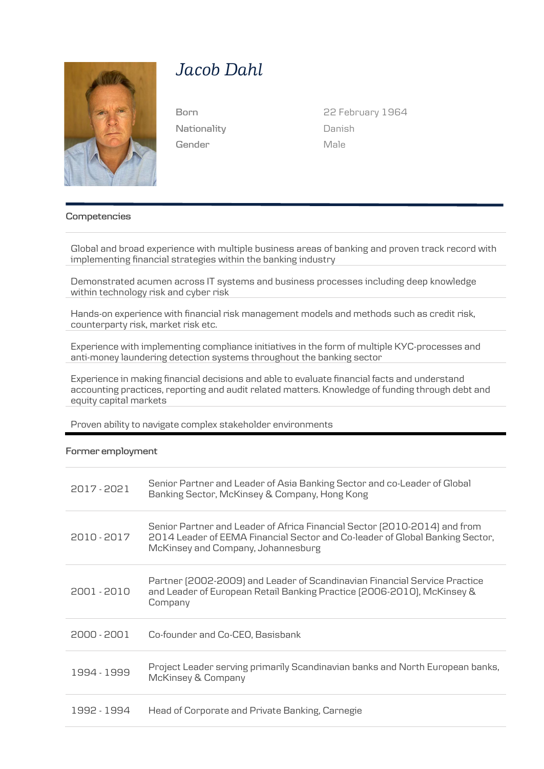# *Jacob Dahl*

| | |
|---|---|
| Born | 22 February 1964 |
| Nationality | Danish |
| Gender | Male |

## Competencies

Global and broad experience with multiple business areas of banking and proven track record with implementing financial strategies within the banking industry

Demonstrated acumen across IT systems and business processes including deep knowledge within technology risk and cyber risk

Hands-on experience with financial risk management models and methods such as credit risk, counterparty risk, market risk etc.

Experience with implementing compliance initiatives in the form of multiple KYC-processes and anti-money laundering detection systems throughout the banking sector

Experience in making financial decisions and able to evaluate financial facts and understand accounting practices, reporting and audit related matters. Knowledge of funding through debt and equity capital markets

Proven ability to navigate complex stakeholder environments

## Former employment

| | |
|---|---|
| 2017 - 2021 | Senior Partner and Leader of Asia Banking Sector and co-Leader of Global Banking Sector, McKinsey & Company, Hong Kong |
| 2010 - 2017 | Senior Partner and Leader of Africa Financial Sector (2010-2014) and from 2014 Leader of EEMA Financial Sector and Co-leader of Global Banking Sector, McKinsey and Company, Johannesburg |
| 2001 - 2010 | Partner (2002-2009) and Leader of Scandinavian Financial Service Practice and Leader of European Retail Banking Practice (2006-2010), McKinsey & Company |
| 2000 - 2001 | Co-founder and Co-CEO, Basisbank |
| 1994 - 1999 | Project Leader serving primarily Scandinavian banks and North European banks, McKinsey & Company |
| 1992 - 1994 | Head of Corporate and Private Banking, Carnegie |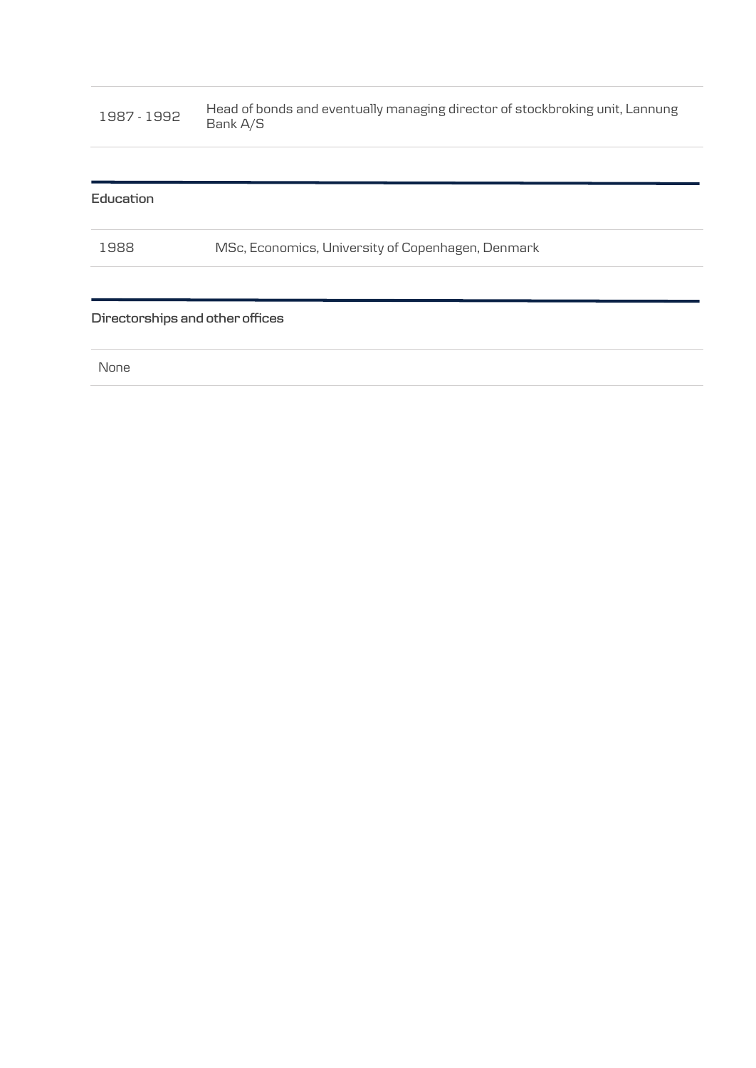| | |
|---|---|
| 1987 - 1992 | Head of bonds and eventually managing director of stockbroking unit, Lannung Bank A/S |

## Education

| | |
|---|---|
| 1988 | MSc, Economics, University of Copenhagen, Denmark |

## Directorships and other offices

None